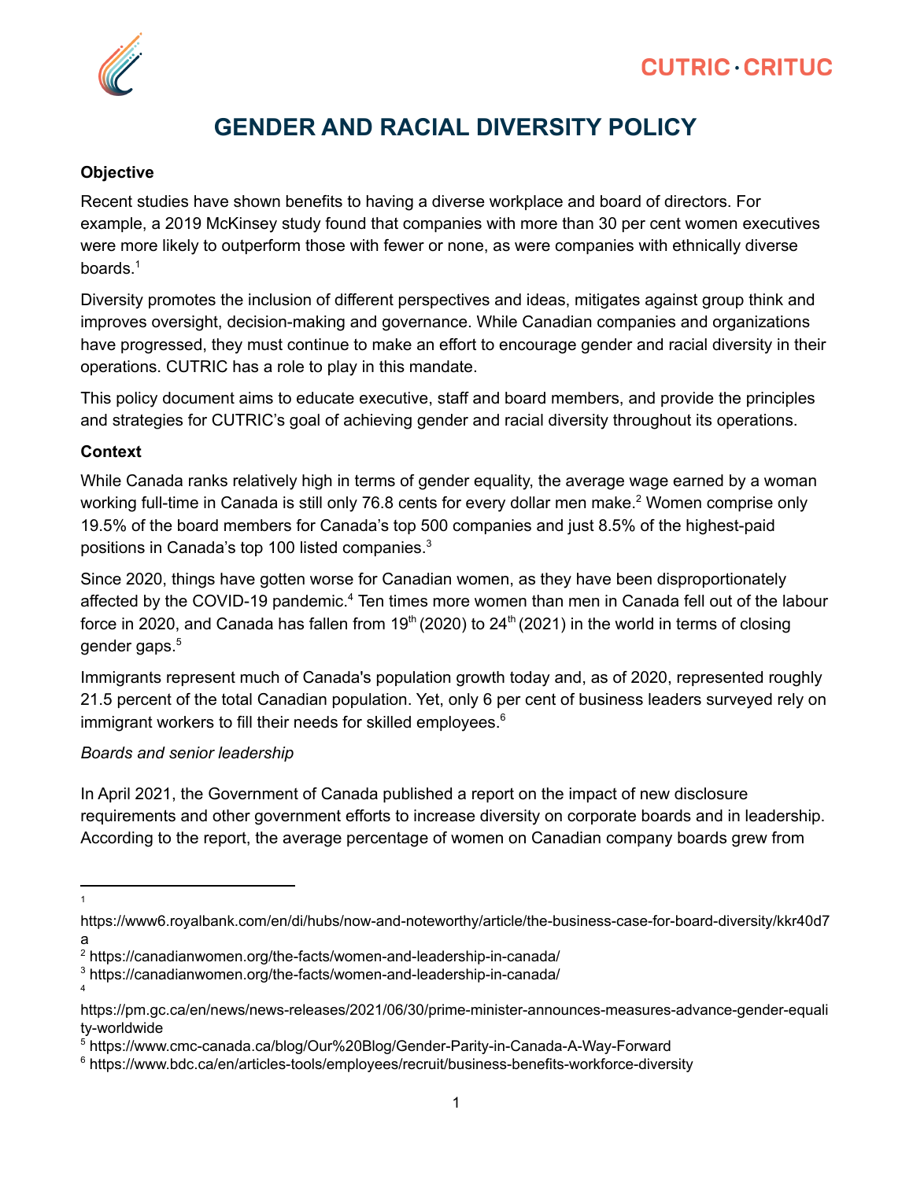# GENDER AND RACIAL DIVERSITY POLICY

**Objective**

Recent studies have shown benefits to having a diverse workplace and board of directors. For example, a 2019 McKinsey study found that companies with more than 30 per cent women executives were more likely to outperform those with fewer or none, as were companies with ethnically diverse boards.[1]

Diversity promotes the inclusion of different perspectives and ideas, mitigates against group think and improves oversight, decision-making and governance. While Canadian companies and organizations have progressed, they must continue to make an effort to encourage gender and racial diversity in their operations. CUTRIC has a role to play in this mandate.

This policy document aims to educate executive, staff and board members, and provide the principles and strategies for CUTRIC's goal of achieving gender and racial diversity throughout its operations.

**Context**

While Canada ranks relatively high in terms of gender equality, the average wage earned by a woman working full-time in Canada is still only 76.8 cents for every dollar men make.[2] Women comprise only 19.5% of the board members for Canada's top 500 companies and just 8.5% of the highest-paid positions in Canada's top 100 listed companies.[3]

Since 2020, things have gotten worse for Canadian women, as they have been disproportionately affected by the COVID-19 pandemic.[4] Ten times more women than men in Canada fell out of the labour force in 2020, and Canada has fallen from 19th (2020) to 24th (2021) in the world in terms of closing gender gaps.[5]

Immigrants represent much of Canada's population growth today and, as of 2020, represented roughly 21.5 percent of the total Canadian population. Yet, only 6 per cent of business leaders surveyed rely on immigrant workers to fill their needs for skilled employees.[6]

*Boards and senior leadership*

In April 2021, the Government of Canada published a report on the impact of new disclosure requirements and other government efforts to increase diversity on corporate boards and in leadership. According to the report, the average percentage of women on Canadian company boards grew from

---

[1] https://www6.royalbank.com/en/di/hubs/now-and-noteworthy/article/the-business-case-for-board-diversity/kkr40d7a

[2] https://canadianwomen.org/the-facts/women-and-leadership-in-canada/

[3] https://canadianwomen.org/the-facts/women-and-leadership-in-canada/

[4] https://pm.gc.ca/en/news/news-releases/2021/06/30/prime-minister-announces-measures-advance-gender-equality-worldwide

[5] https://www.cmc-canada.ca/blog/Our%20Blog/Gender-Parity-in-Canada-A-Way-Forward

[6] https://www.bdc.ca/en/articles-tools/employees/recruit/business-benefits-workforce-diversity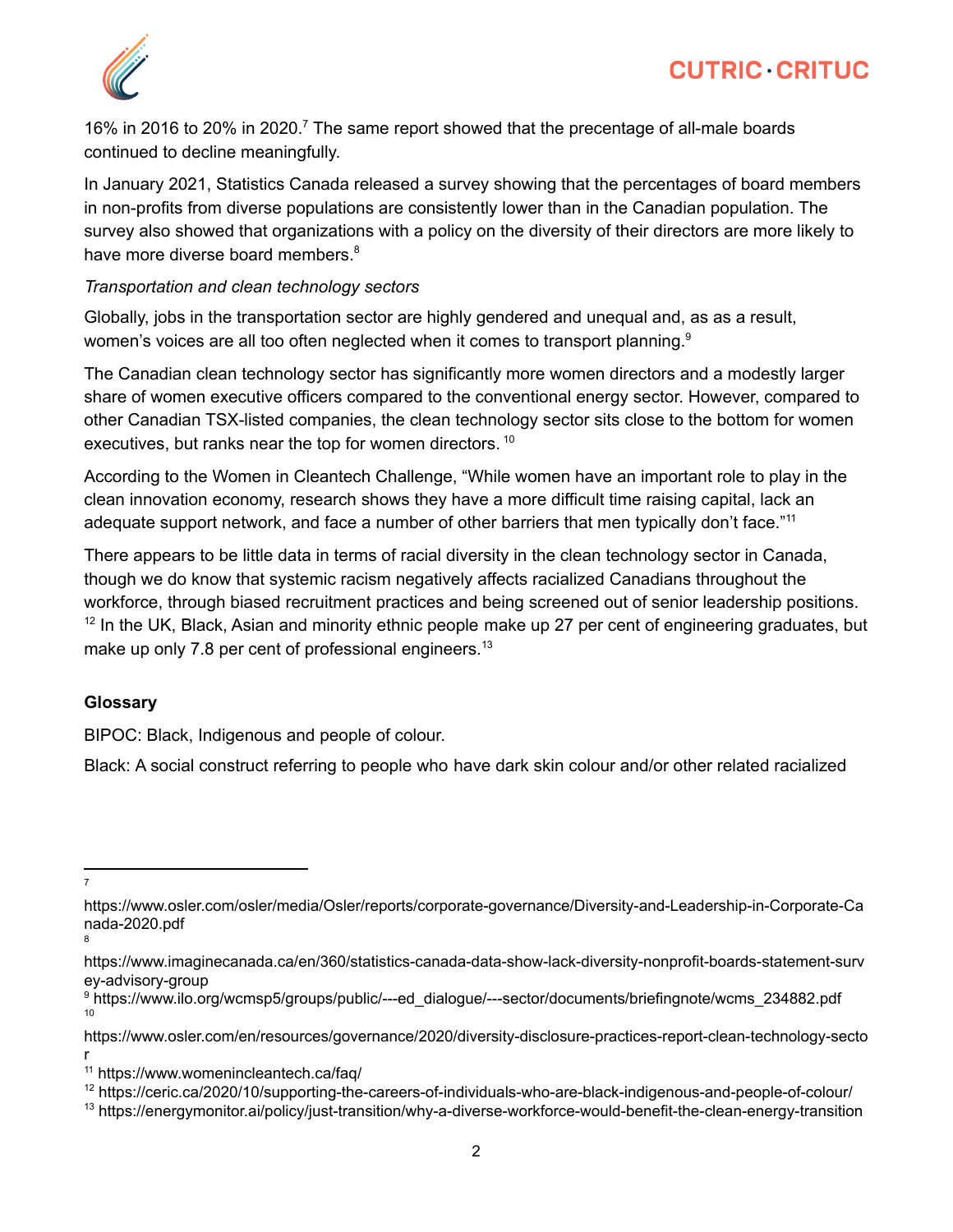16% in 2016 to 20% in 2020.[7] The same report showed that the precentage of all-male boards continued to decline meaningfully.

In January 2021, Statistics Canada released a survey showing that the percentages of board members in non-profits from diverse populations are consistently lower than in the Canadian population. The survey also showed that organizations with a policy on the diversity of their directors are more likely to have more diverse board members.[8]

*Transportation and clean technology sectors*

Globally, jobs in the transportation sector are highly gendered and unequal and, as as a result, women's voices are all too often neglected when it comes to transport planning.[9]

The Canadian clean technology sector has significantly more women directors and a modestly larger share of women executive officers compared to the conventional energy sector. However, compared to other Canadian TSX-listed companies, the clean technology sector sits close to the bottom for women executives, but ranks near the top for women directors.[10]

According to the Women in Cleantech Challenge, "While women have an important role to play in the clean innovation economy, research shows they have a more difficult time raising capital, lack an adequate support network, and face a number of other barriers that men typically don't face."[11]

There appears to be little data in terms of racial diversity in the clean technology sector in Canada, though we do know that systemic racism negatively affects racialized Canadians throughout the workforce, through biased recruitment practices and being screened out of senior leadership positions.[12] In the UK, Black, Asian and minority ethnic people make up 27 per cent of engineering graduates, but make up only 7.8 per cent of professional engineers.[13]

**Glossary**

BIPOC: Black, Indigenous and people of colour.

Black: A social construct referring to people who have dark skin colour and/or other related racialized

---

[7] https://www.osler.com/osler/media/Osler/reports/corporate-governance/Diversity-and-Leadership-in-Corporate-Canada-2020.pdf

[8] https://www.imaginecanada.ca/en/360/statistics-canada-data-show-lack-diversity-nonprofit-boards-statement-survey-advisory-group

[9] https://www.ilo.org/wcmsp5/groups/public/---ed_dialogue/---sector/documents/briefingnote/wcms_234882.pdf

[10] https://www.osler.com/en/resources/governance/2020/diversity-disclosure-practices-report-clean-technology-sector

[11] https://www.womenincleantech.ca/faq/

[12] https://ceric.ca/2020/10/supporting-the-careers-of-individuals-who-are-black-indigenous-and-people-of-colour/

[13] https://energymonitor.ai/policy/just-transition/why-a-diverse-workforce-would-benefit-the-clean-energy-transition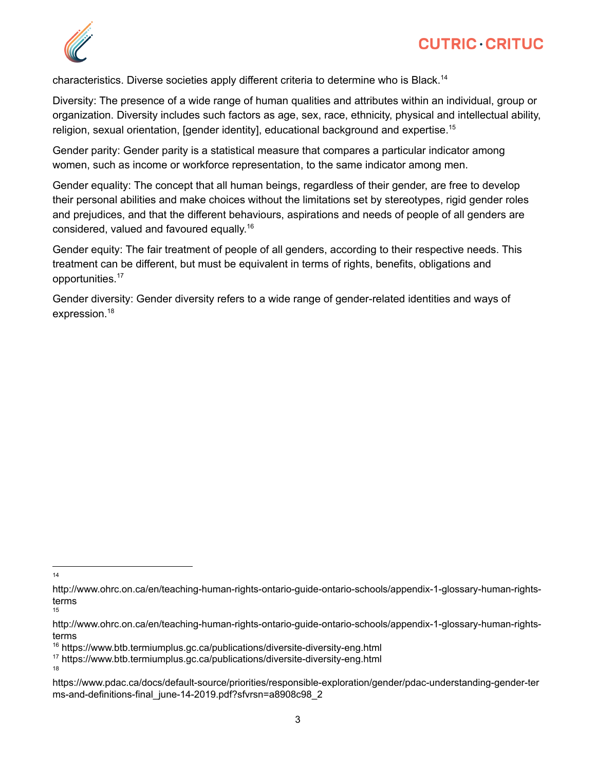characteristics. Diverse societies apply different criteria to determine who is Black.[14]

Diversity: The presence of a wide range of human qualities and attributes within an individual, group or organization. Diversity includes such factors as age, sex, race, ethnicity, physical and intellectual ability, religion, sexual orientation, [gender identity], educational background and expertise.[15]

Gender parity: Gender parity is a statistical measure that compares a particular indicator among women, such as income or workforce representation, to the same indicator among men.

Gender equality: The concept that all human beings, regardless of their gender, are free to develop their personal abilities and make choices without the limitations set by stereotypes, rigid gender roles and prejudices, and that the different behaviours, aspirations and needs of people of all genders are considered, valued and favoured equally.[16]

Gender equity: The fair treatment of people of all genders, according to their respective needs. This treatment can be different, but must be equivalent in terms of rights, benefits, obligations and opportunities.[17]

Gender diversity: Gender diversity refers to a wide range of gender-related identities and ways of expression.[18]

---

[14] http://www.ohrc.on.ca/en/teaching-human-rights-ontario-guide-ontario-schools/appendix-1-glossary-human-rights-terms

[15] http://www.ohrc.on.ca/en/teaching-human-rights-ontario-guide-ontario-schools/appendix-1-glossary-human-rights-terms

[16] https://www.btb.termiumplus.gc.ca/publications/diversite-diversity-eng.html

[17] https://www.btb.termiumplus.gc.ca/publications/diversite-diversity-eng.html

[18] https://www.pdac.ca/docs/default-source/priorities/responsible-exploration/gender/pdac-understanding-gender-terms-and-definitions-final_june-14-2019.pdf?sfvrsn=a8908c98_2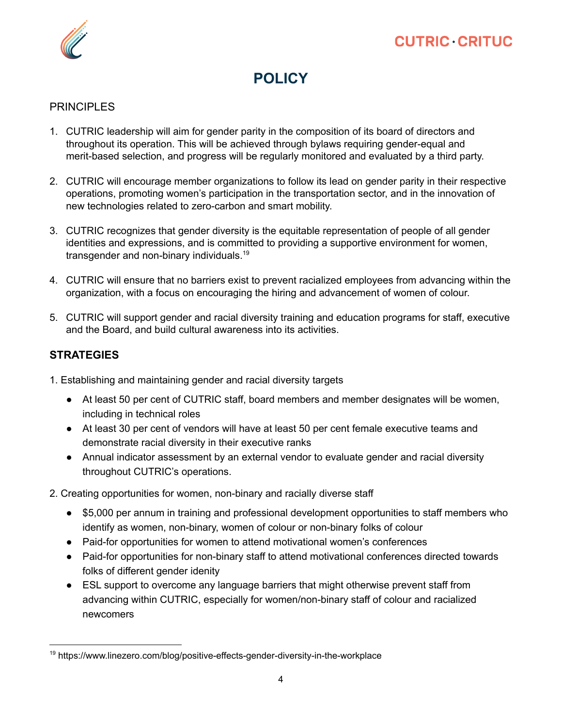# POLICY

PRINCIPLES

1. CUTRIC leadership will aim for gender parity in the composition of its board of directors and throughout its operation. This will be achieved through bylaws requiring gender-equal and merit-based selection, and progress will be regularly monitored and evaluated by a third party.

2. CUTRIC will encourage member organizations to follow its lead on gender parity in their respective operations, promoting women's participation in the transportation sector, and in the innovation of new technologies related to zero-carbon and smart mobility.

3. CUTRIC recognizes that gender diversity is the equitable representation of people of all gender identities and expressions, and is committed to providing a supportive environment for women, transgender and non-binary individuals.[19]

4. CUTRIC will ensure that no barriers exist to prevent racialized employees from advancing within the organization, with a focus on encouraging the hiring and advancement of women of colour.

5. CUTRIC will support gender and racial diversity training and education programs for staff, executive and the Board, and build cultural awareness into its activities.

## STRATEGIES

1. Establishing and maintaining gender and racial diversity targets
    - At least 50 per cent of CUTRIC staff, board members and member designates will be women, including in technical roles
    - At least 30 per cent of vendors will have at least 50 per cent female executive teams and demonstrate racial diversity in their executive ranks
    - Annual indicator assessment by an external vendor to evaluate gender and racial diversity throughout CUTRIC's operations.

2. Creating opportunities for women, non-binary and racially diverse staff
    - $5,000 per annum in training and professional development opportunities to staff members who identify as women, non-binary, women of colour or non-binary folks of colour
    - Paid-for opportunities for women to attend motivational women's conferences
    - Paid-for opportunities for non-binary staff to attend motivational conferences directed towards folks of different gender idenity
    - ESL support to overcome any language barriers that might otherwise prevent staff from advancing within CUTRIC, especially for women/non-binary staff of colour and racialized newcomers

---

[19] https://www.linezero.com/blog/positive-effects-gender-diversity-in-the-workplace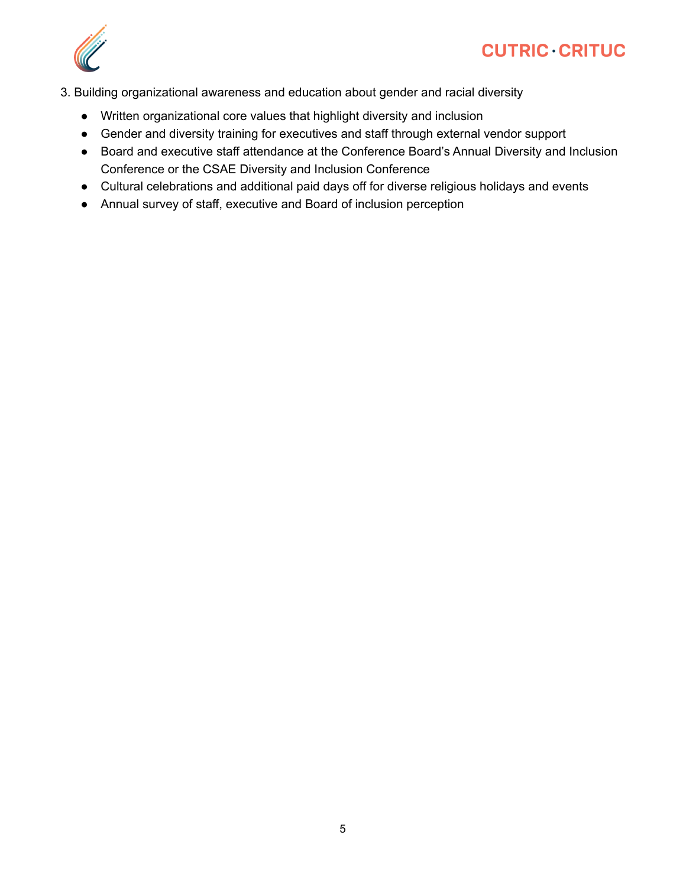3. Building organizational awareness and education about gender and racial diversity

- Written organizational core values that highlight diversity and inclusion
- Gender and diversity training for executives and staff through external vendor support
- Board and executive staff attendance at the Conference Board's Annual Diversity and Inclusion Conference or the CSAE Diversity and Inclusion Conference
- Cultural celebrations and additional paid days off for diverse religious holidays and events
- Annual survey of staff, executive and Board of inclusion perception